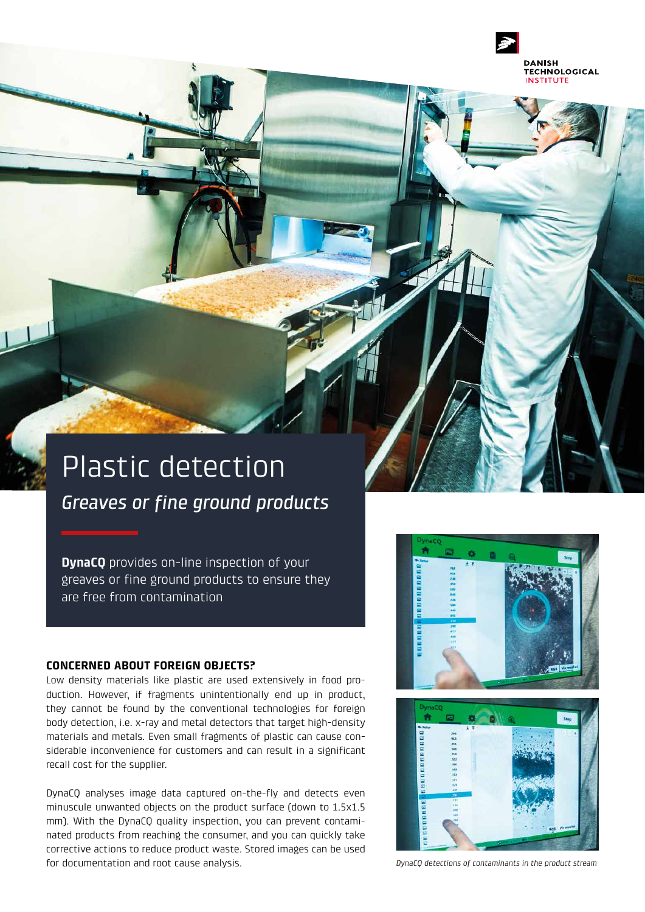DANISH TECHNOLOGICAL INSTITUTE

# Plastic detection

## *Greaves or fine ground products*

**DynaCQ** provides on-line inspection of your greaves or fine ground products to ensure they are free from contamination

### CONCERNED ABOUT FOREIGN OBJECTS?

Low density materials like plastic are used extensively in food production. However, if fragments unintentionally end up in product, they cannot be found by the conventional technologies for foreign body detection, i.e. x-ray and metal detectors that target high-density materials and metals. Even small fragments of plastic can cause considerable inconvenience for customers and can result in a significant recall cost for the supplier.

DynaCQ analyses image data captured on-the-fly and detects even minuscule unwanted objects on the product surface (down to 1.5x1.5 mm). With the DynaCQ quality inspection, you can prevent contaminated products from reaching the consumer, and you can quickly take corrective actions to reduce product waste. Stored images can be used for documentation and root cause analysis.

*DynaCQ detections of contaminants in the product stream*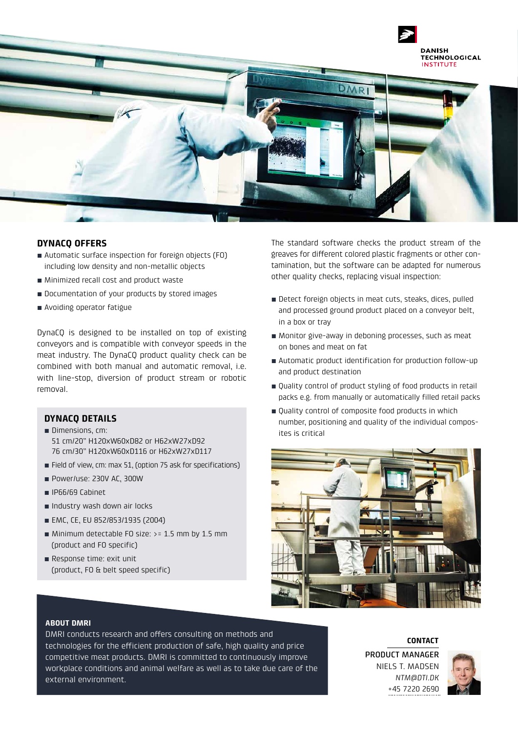## DYNACQ OFFERS

- Automatic surface inspection for foreign objects (FO) including low density and non-metallic objects
- Minimized recall cost and product waste
- Documentation of your products by stored images
- Avoiding operator fatigue

DynaCQ is designed to be installed on top of existing conveyors and is compatible with conveyor speeds in the meat industry. The DynaCQ product quality check can be combined with both manual and automatic removal, i.e. with line-stop, diversion of product stream or robotic removal.

## DYNACQ DETAILS

- Dimensions, cm:
  51 cm/20" H120xW60xD82 or H62xW27xD92
  76 cm/30" H120xW60xD116 or H62xW27xD117
- Field of view, cm: max 51, (option 75 ask for specifications)
- Power/use: 230V AC, 300W
- IP66/69 Cabinet
- Industry wash down air locks
- EMC, CE, EU 852/853/1935 (2004)
- Minimum detectable FO size: >= 1.5 mm by 1.5 mm (product and FO specific)
- Response time: exit unit (product, FO & belt speed specific)

The standard software checks the product stream of the greaves for different colored plastic fragments or other contamination, but the software can be adapted for numerous other quality checks, replacing visual inspection:

- Detect foreign objects in meat cuts, steaks, dices, pulled and processed ground product placed on a conveyor belt, in a box or tray
- Monitor give-away in deboning processes, such as meat on bones and meat on fat
- Automatic product identification for production follow-up and product destination
- Quality control of product styling of food products in retail packs e.g. from manually or automatically filled retail packs
- Quality control of composite food products in which number, positioning and quality of the individual composites is critical

### ABOUT DMRI

DMRI conducts research and offers consulting on methods and technologies for the efficient production of safe, high quality and price competitive meat products. DMRI is committed to continuously improve workplace conditions and animal welfare as well as to take due care of the external environment.

### CONTACT

PRODUCT MANAGER
NIELS T. MADSEN
*NTM@DTI.DK*
+45 7220 2690